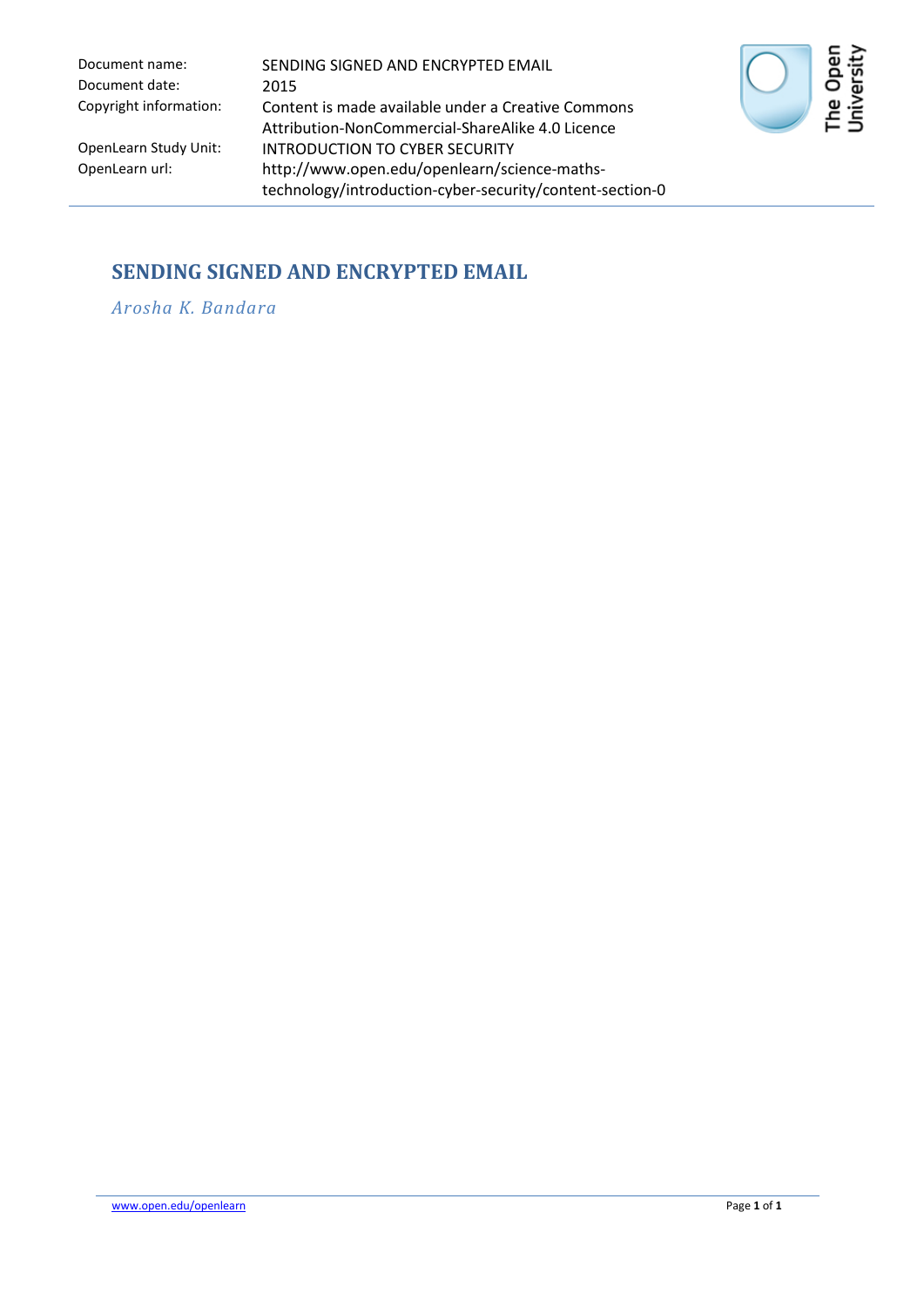| | |
|---|---|
| Document name: | SENDING SIGNED AND ENCRYPTED EMAIL |
| Document date: | 2015 |
| Copyright information: | Content is made available under a Creative Commons Attribution-NonCommercial-ShareAlike 4.0 Licence |
| OpenLearn Study Unit: | INTRODUCTION TO CYBER SECURITY |
| OpenLearn url: | http://www.open.edu/openlearn/science-maths-technology/introduction-cyber-security/content-section-0 |

# SENDING SIGNED AND ENCRYPTED EMAIL

*Arosha K. Bandara*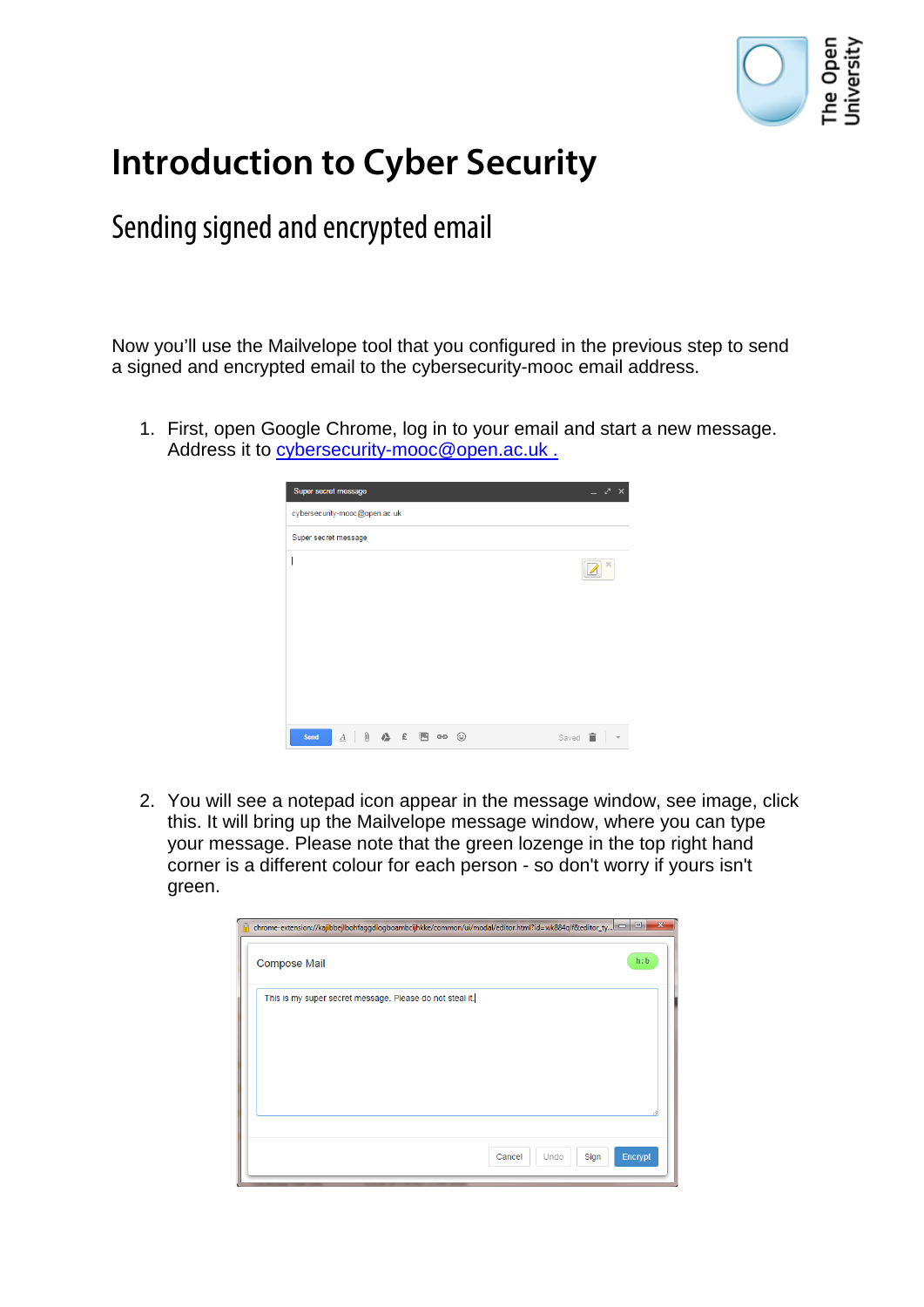# Introduction to Cyber Security

## Sending signed and encrypted email

Now you'll use the Mailvelope tool that you configured in the previous step to send a signed and encrypted email to the cybersecurity-mooc email address.

1. First, open Google Chrome, log in to your email and start a new message. Address it to [cybersecurity-mooc@open.ac.uk .](mailto:cybersecurity-mooc@open.ac.uk)

2. You will see a notepad icon appear in the message window, see image, click this. It will bring up the Mailvelope message window, where you can type your message. Please note that the green lozenge in the top right hand corner is a different colour for each person - so don't worry if yours isn't green.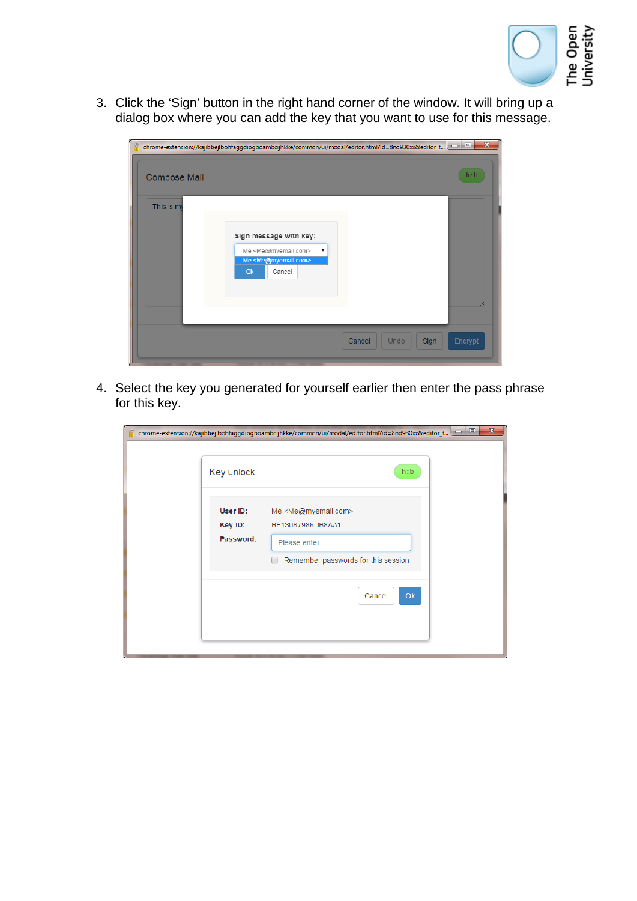3. Click the ‘Sign’ button in the right hand corner of the window. It will bring up a dialog box where you can add the key that you want to use for this message.

4. Select the key you generated for yourself earlier then enter the pass phrase for this key.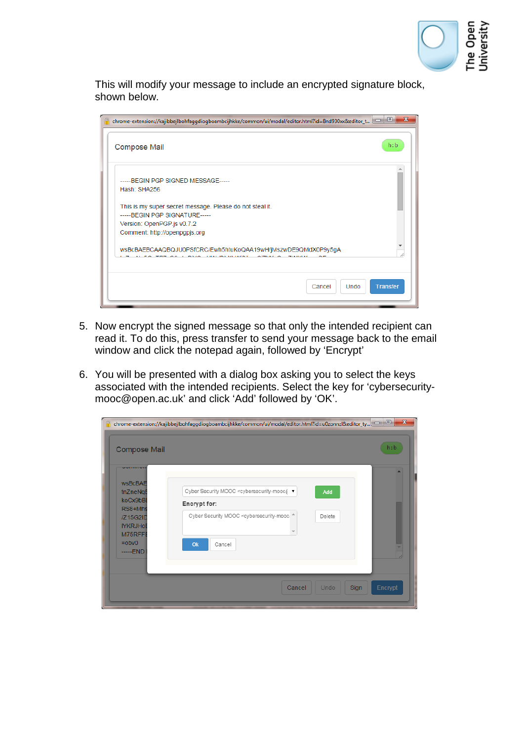This will modify your message to include an encrypted signature block, shown below.

5. Now encrypt the signed message so that only the intended recipient can read it. To do this, press transfer to send your message back to the email window and click the notepad again, followed by 'Encrypt'

6. You will be presented with a dialog box asking you to select the keys associated with the intended recipients. Select the key for 'cybersecurity-mooc@open.ac.uk' and click 'Add' followed by 'OK'.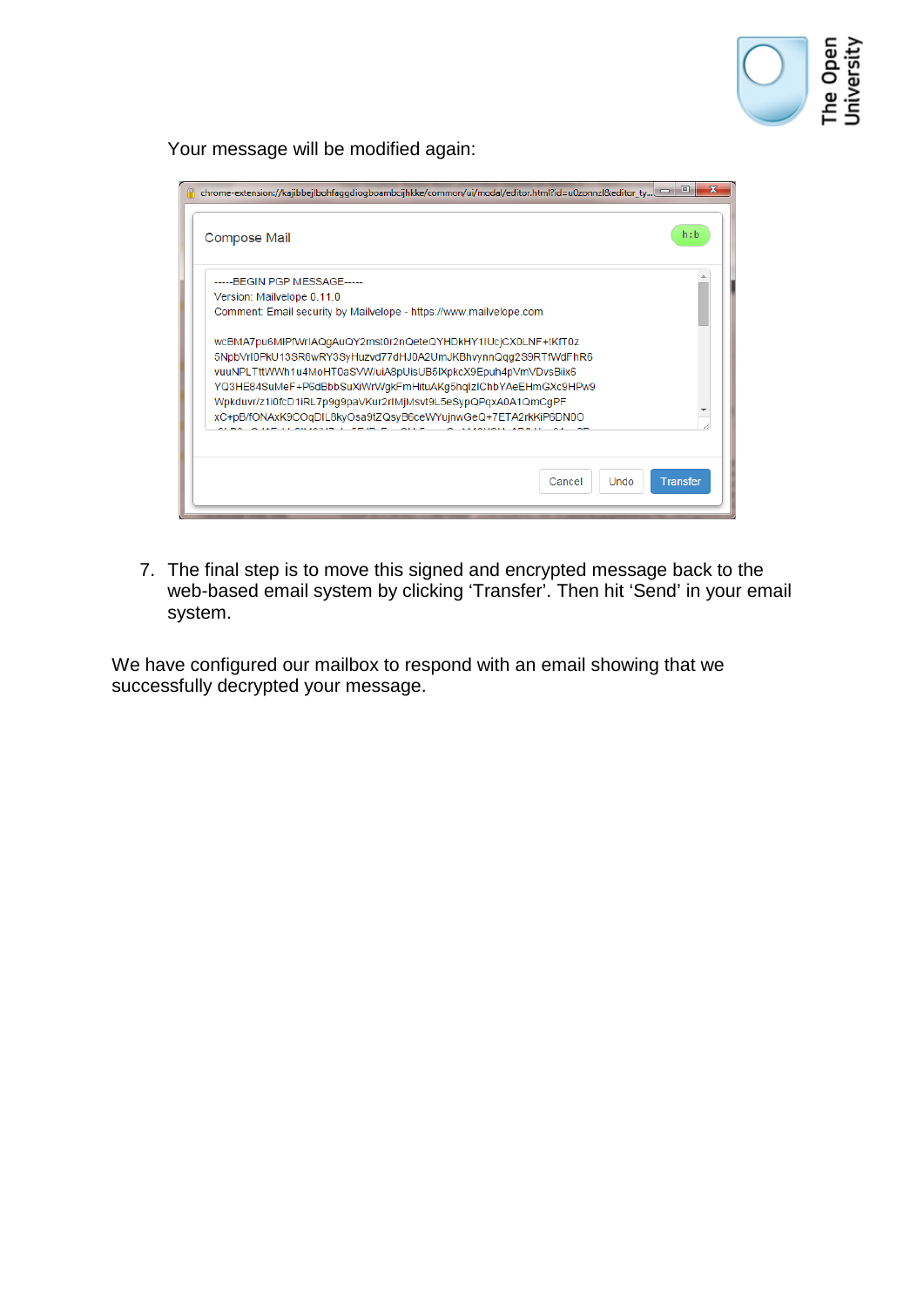Your message will be modified again:

7. The final step is to move this signed and encrypted message back to the web-based email system by clicking ‘Transfer’. Then hit ‘Send’ in your email system.

We have configured our mailbox to respond with an email showing that we successfully decrypted your message.